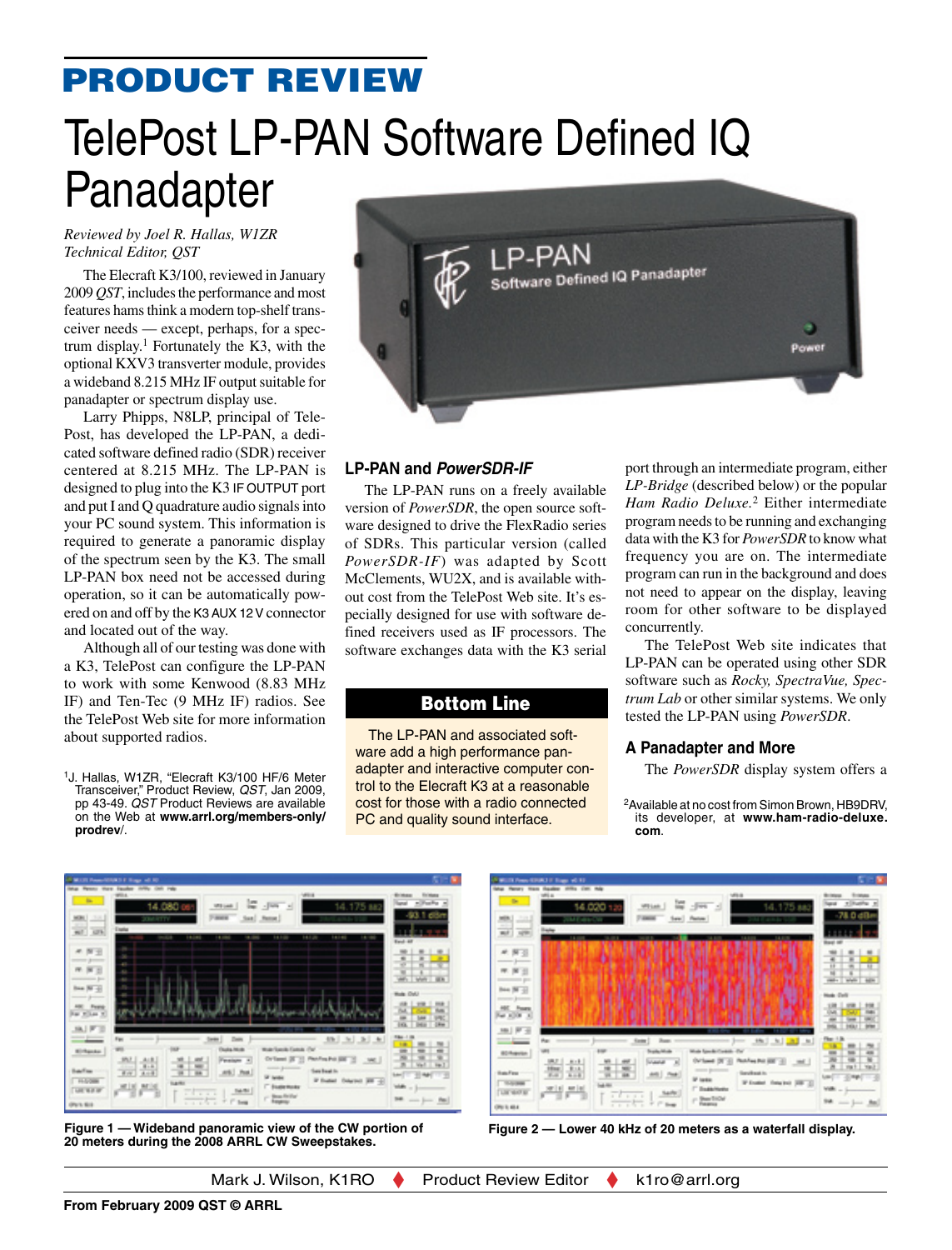# PRODUCT REVIEW

# TelePost LP-PAN Software Defined IQ Panadapter

*Reviewed by Joel R. Hallas, W1ZR*
*Technical Editor, QST*

The Elecraft K3/100, reviewed in January 2009 *QST*, includes the performance and most features hams think a modern top-shelf transceiver needs — except, perhaps, for a spectrum display.[1] Fortunately the K3, with the optional KXV3 transverter module, provides a wideband 8.215 MHz IF output suitable for panadapter or spectrum display use.

Larry Phipps, N8LP, principal of TelePost, has developed the LP-PAN, a dedicated software defined radio (SDR) receiver centered at 8.215 MHz. The LP-PAN is designed to plug into the K3 IF OUTPUT port and put I and Q quadrature audio signals into your PC sound system. This information is required to generate a panoramic display of the spectrum seen by the K3. The small LP-PAN box need not be accessed during operation, so it can be automatically powered on and off by the K3 AUX 12 V connector and located out of the way.

Although all of our testing was done with a K3, TelePost can configure the LP-PAN to work with some Kenwood (8.83 MHz IF) and Ten-Tec (9 MHz IF) radios. See the TelePost Web site for more information about supported radios.

## LP-PAN and *PowerSDR-IF*

The LP-PAN runs on a freely available version of *PowerSDR*, the open source software designed to drive the FlexRadio series of SDRs. This particular version (called *PowerSDR-IF*) was adapted by Scott McClements, WU2X, and is available without cost from the TelePost Web site. It's especially designed for use with software defined receivers used as IF processors. The software exchanges data with the K3 serial port through an intermediate program, either *LP-Bridge* (described below) or the popular *Ham Radio Deluxe*.[2] Either intermediate program needs to be running and exchanging data with the K3 for *PowerSDR* to know what frequency you are on. The intermediate program can run in the background and does not need to appear on the display, leaving room for other software to be displayed concurrently.

The TelePost Web site indicates that LP-PAN can be operated using other SDR software such as *Rocky, SpectraVue, Spectrum Lab* or other similar systems. We only tested the LP-PAN using *PowerSDR*.

**Bottom Line**

The LP-PAN and associated software add a high performance panadapter and interactive computer control to the Elecraft K3 at a reasonable cost for those with a radio connected PC and quality sound interface.

## A Panadapter and More

The *PowerSDR* display system offers a

[1]J. Hallas, W1ZR, "Elecraft K3/100 HF/6 Meter Transceiver," Product Review, *QST*, Jan 2009, pp 43-49. *QST* Product Reviews are available on the Web at **www.arrl.org/members-only/prodrev/**.

[2]Available at no cost from Simon Brown, HB9DRV, its developer, at **www.ham-radio-deluxe.com**.

**Figure 1 — Wideband panoramic view of the CW portion of 20 meters during the 2008 ARRL CW Sweepstakes.**

**Figure 2 — Lower 40 kHz of 20 meters as a waterfall display.**

Mark J. Wilson, K1RO ♦ Product Review Editor ♦ k1ro@arrl.org

**From February 2009 QST © ARRL**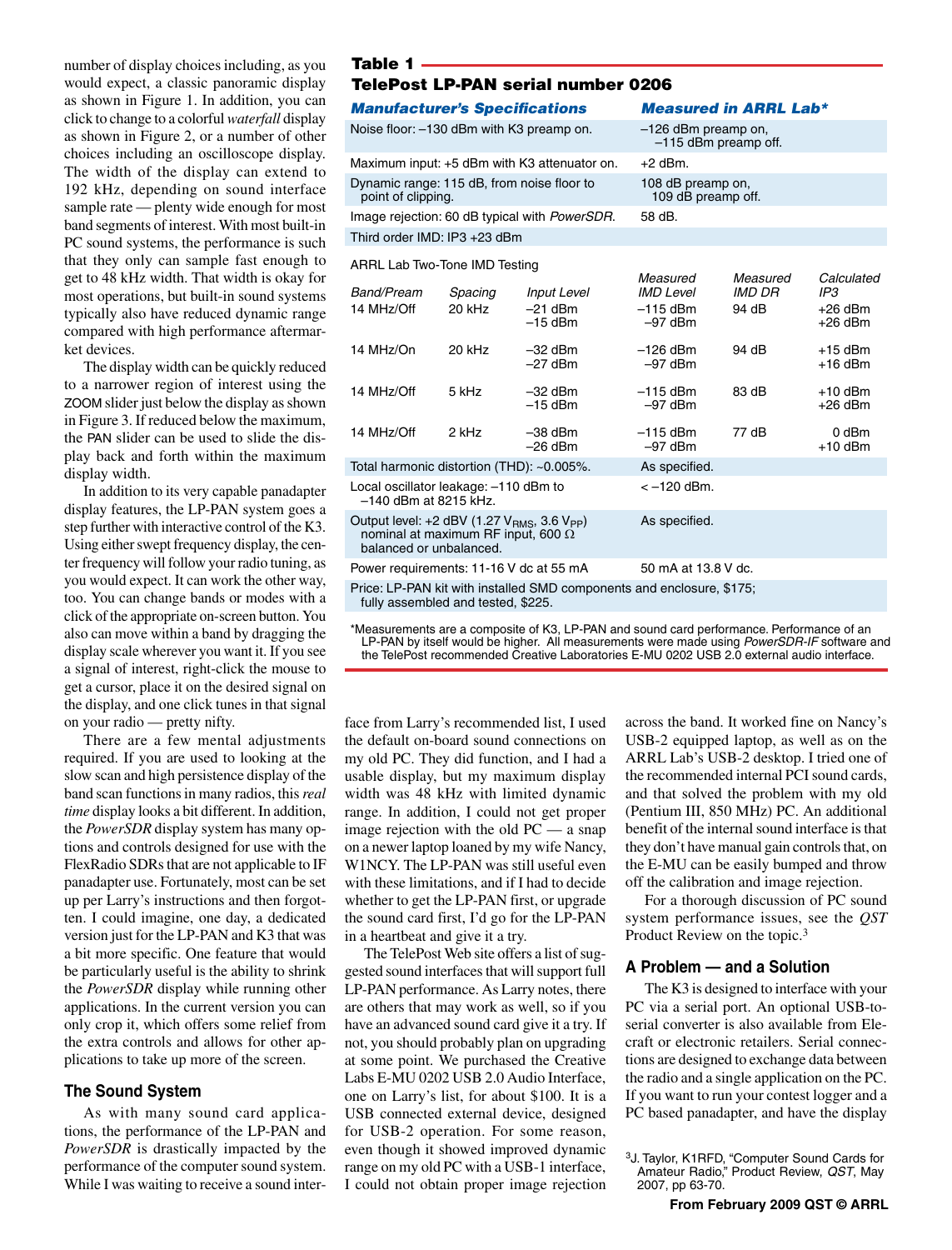number of display choices including, as you would expect, a classic panoramic display as shown in Figure 1. In addition, you can click to change to a colorful *waterfall* display as shown in Figure 2, or a number of other choices including an oscilloscope display. The width of the display can extend to 192 kHz, depending on sound interface sample rate — plenty wide enough for most band segments of interest. With most built-in PC sound systems, the performance is such that they only can sample fast enough to get to 48 kHz width. That width is okay for most operations, but built-in sound systems typically also have reduced dynamic range compared with high performance aftermarket devices.

The display width can be quickly reduced to a narrower region of interest using the ZOOM slider just below the display as shown in Figure 3. If reduced below the maximum, the PAN slider can be used to slide the display back and forth within the maximum display width.

In addition to its very capable panadapter display features, the LP-PAN system goes a step further with interactive control of the K3. Using either swept frequency display, the center frequency will follow your radio tuning, as you would expect. It can work the other way, too. You can change bands or modes with a click of the appropriate on-screen button. You also can move within a band by dragging the display scale wherever you want it. If you see a signal of interest, right-click the mouse to get a cursor, place it on the desired signal on the display, and one click tunes in that signal on your radio — pretty nifty.

There are a few mental adjustments required. If you are used to looking at the slow scan and high persistence display of the band scan functions in many radios, this *real time* display looks a bit different. In addition, the *PowerSDR* display system has many options and controls designed for use with the FlexRadio SDRs that are not applicable to IF panadapter use. Fortunately, most can be set up per Larry's instructions and then forgotten. I could imagine, one day, a dedicated version just for the LP-PAN and K3 that was a bit more specific. One feature that would be particularly useful is the ability to shrink the *PowerSDR* display while running other applications. In the current version you can only crop it, which offers some relief from the extra controls and allows for other applications to take up more of the screen.

**Table 1**
**TelePost LP-PAN serial number 0206**

| Manufacturer's Specifications | Measured in ARRL Lab* |
|---|---|
| Noise floor: –130 dBm with K3 preamp on. | –126 dBm preamp on, –115 dBm preamp off. |
| Maximum input: +5 dBm with K3 attenuator on. | +2 dBm. |
| Dynamic range: 115 dB, from noise floor to point of clipping. | 108 dB preamp on, 109 dB preamp off. |
| Image rejection: 60 dB typical with *PowerSDR*. | 58 dB. |
| Third order IMD: IP3 +23 dBm | |

ARRL Lab Two-Tone IMD Testing

| Band/Pream | Spacing | Input Level | Measured IMD Level | Measured IMD DR | Calculated IP3 |
|---|---|---|---|---|---|
| 14 MHz/Off | 20 kHz | –21 dBm<br>–15 dBm | –115 dBm<br>–97 dBm | 94 dB | +26 dBm<br>+26 dBm |
| 14 MHz/On | 20 kHz | –32 dBm<br>–27 dBm | –126 dBm<br>–97 dBm | 94 dB | +15 dBm<br>+16 dBm |
| 14 MHz/Off | 5 kHz | –32 dBm<br>–15 dBm | –115 dBm<br>–97 dBm | 83 dB | +10 dBm<br>+26 dBm |
| 14 MHz/Off | 2 kHz | –38 dBm<br>–26 dBm | –115 dBm<br>–97 dBm | 77 dB | 0 dBm<br>+10 dBm |

| Manufacturer's Specifications | Measured in ARRL Lab* |
|---|---|
| Total harmonic distortion (THD): ~0.005%. | As specified. |
| Local oscillator leakage: –110 dBm to –140 dBm at 8215 kHz. | < –120 dBm. |
| Output level: +2 dBV (1.27 $V_{RMS}$, 3.6 $V_{PP}$) nominal at maximum RF input, 600 Ω balanced or unbalanced. | As specified. |
| Power requirements: 11-16 V dc at 55 mA | 50 mA at 13.8 V dc. |
| Price: LP-PAN kit with installed SMD components and enclosure, $175; fully assembled and tested, $225. | |

*Measurements are a composite of K3, LP-PAN and sound card performance. Performance of an LP-PAN by itself would be higher. All measurements were made using *PowerSDR-IF* software and the TelePost recommended Creative Laboratories E-MU 0202 USB 2.0 external audio interface.

## The Sound System

As with many sound card applications, the performance of the LP-PAN and *PowerSDR* is drastically impacted by the performance of the computer sound system. While I was waiting to receive a sound interface from Larry's recommended list, I used the default on-board sound connections on my old PC. They did function, and I had a usable display, but my maximum display width was 48 kHz with limited dynamic range. In addition, I could not get proper image rejection with the old PC — a snap on a newer laptop loaned by my wife Nancy, W1NCY. The LP-PAN was still useful even with these limitations, and if I had to decide whether to get the LP-PAN first, or upgrade the sound card first, I'd go for the LP-PAN in a heartbeat and give it a try.

The TelePost Web site offers a list of suggested sound interfaces that will support full LP-PAN performance. As Larry notes, there are others that may work as well, so if you have an advanced sound card give it a try. If not, you should probably plan on upgrading at some point. We purchased the Creative Labs E-MU 0202 USB 2.0 Audio Interface, one on Larry's list, for about $100. It is a USB connected external device, designed for USB-2 operation. For some reason, even though it showed improved dynamic range on my old PC with a USB-1 interface, I could not obtain proper image rejection across the band. It worked fine on Nancy's USB-2 equipped laptop, as well as on the ARRL Lab's USB-2 desktop. I tried one of the recommended internal PCI sound cards, and that solved the problem with my old (Pentium III, 850 MHz) PC. An additional benefit of the internal sound interface is that they don't have manual gain controls that, on the E-MU can be easily bumped and throw off the calibration and image rejection.

For a thorough discussion of PC sound system performance issues, see the *QST* Product Review on the topic.[3]

## A Problem — and a Solution

The K3 is designed to interface with your PC via a serial port. An optional USB-to-serial converter is also available from Elecraft or electronic retailers. Serial connections are designed to exchange data between the radio and a single application on the PC. If you want to run your contest logger and a PC based panadapter, and have the display

[3]J. Taylor, K1RFD, "Computer Sound Cards for Amateur Radio," Product Review, *QST*, May 2007, pp 63-70.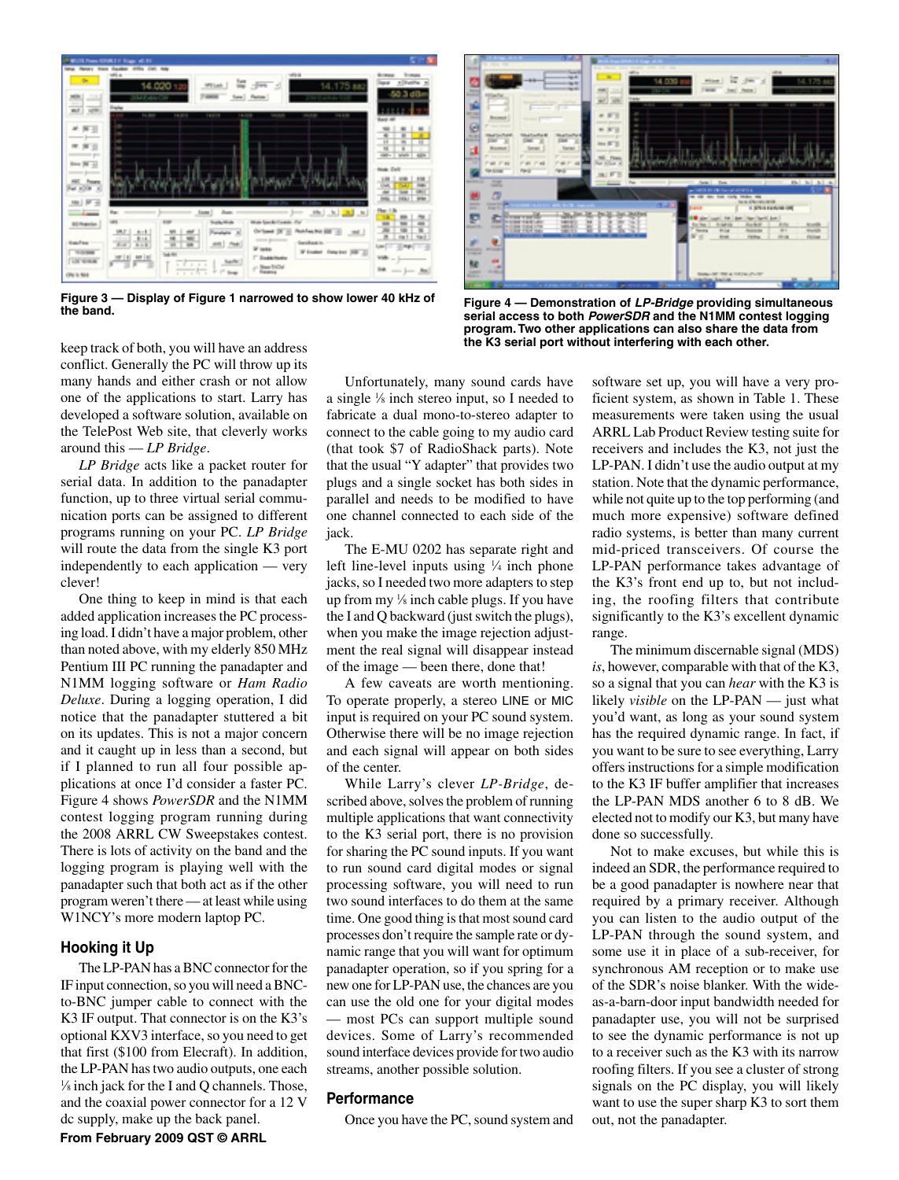Figure 3 — Display of Figure 1 narrowed to show lower 40 kHz of the band.

Figure 4 — Demonstration of *LP-Bridge* providing simultaneous serial access to both *PowerSDR* and the N1MM contest logging program. Two other applications can also share the data from the K3 serial port without interfering with each other.

keep track of both, you will have an address conflict. Generally the PC will throw up its many hands and either crash or not allow one of the applications to start. Larry has developed a software solution, available on the TelePost Web site, that cleverly works around this — *LP Bridge*.

*LP Bridge* acts like a packet router for serial data. In addition to the panadapter function, up to three virtual serial communication ports can be assigned to different programs running on your PC. *LP Bridge* will route the data from the single K3 port independently to each application — very clever!

One thing to keep in mind is that each added application increases the PC processing load. I didn't have a major problem, other than noted above, with my elderly 850 MHz Pentium III PC running the panadapter and N1MM logging software or *Ham Radio Deluxe*. During a logging operation, I did notice that the panadapter stuttered a bit on its updates. This is not a major concern and it caught up in less than a second, but if I planned to run all four possible applications at once I'd consider a faster PC. Figure 4 shows *PowerSDR* and the N1MM contest logging program running during the 2008 ARRL CW Sweepstakes contest. There is lots of activity on the band and the logging program is playing well with the panadapter such that both act as if the other program weren't there — at least while using W1NCY's more modern laptop PC.

## Hooking it Up

The LP-PAN has a BNC connector for the IF input connection, so you will need a BNC-to-BNC jumper cable to connect with the K3 IF output. That connector is on the K3's optional KXV3 interface, so you need to get that first ($100 from Elecraft). In addition, the LP-PAN has two audio outputs, one each ⅛ inch jack for the I and Q channels. Those, and the coaxial power connector for a 12 V dc supply, make up the back panel.

Unfortunately, many sound cards have a single ⅛ inch stereo input, so I needed to fabricate a dual mono-to-stereo adapter to connect to the cable going to my audio card (that took $7 of RadioShack parts). Note that the usual "Y adapter" that provides two plugs and a single socket has both sides in parallel and needs to be modified to have one channel connected to each side of the jack.

The E-MU 0202 has separate right and left line-level inputs using ¼ inch phone jacks, so I needed two more adapters to step up from my ⅛ inch cable plugs. If you have the I and Q backward (just switch the plugs), when you make the image rejection adjustment the real signal will disappear instead of the image — been there, done that!

A few caveats are worth mentioning. To operate properly, a stereo LINE or MIC input is required on your PC sound system. Otherwise there will be no image rejection and each signal will appear on both sides of the center.

While Larry's clever *LP-Bridge*, described above, solves the problem of running multiple applications that want connectivity to the K3 serial port, there is no provision for sharing the PC sound inputs. If you want to run sound card digital modes or signal processing software, you will need to run two sound interfaces to do them at the same time. One good thing is that most sound card processes don't require the sample rate or dynamic range that you will want for optimum panadapter operation, so if you spring for a new one for LP-PAN use, the chances are you can use the old one for your digital modes — most PCs can support multiple sound devices. Some of Larry's recommended sound interface devices provide for two audio streams, another possible solution.

## Performance

Once you have the PC, sound system and software set up, you will have a very proficient system, as shown in Table 1. These measurements were taken using the usual ARRL Lab Product Review testing suite for receivers and includes the K3, not just the LP-PAN. I didn't use the audio output at my station. Note that the dynamic performance, while not quite up to the top performing (and much more expensive) software defined radio systems, is better than many current mid-priced transceivers. Of course the LP-PAN performance takes advantage of the K3's front end up to, but not including, the roofing filters that contribute significantly to the K3's excellent dynamic range.

The minimum discernable signal (MDS) *is*, however, comparable with that of the K3, so a signal that you can *hear* with the K3 is likely *visible* on the LP-PAN — just what you'd want, as long as your sound system has the required dynamic range. In fact, if you want to be sure to see everything, Larry offers instructions for a simple modification to the K3 IF buffer amplifier that increases the LP-PAN MDS another 6 to 8 dB. We elected not to modify our K3, but many have done so successfully.

Not to make excuses, but while this is indeed an SDR, the performance required to be a good panadapter is nowhere near that required by a primary receiver. Although you can listen to the audio output of the LP-PAN through the sound system, and some use it in place of a sub-receiver, for synchronous AM reception or to make use of the SDR's noise blanker. With the wide-as-a-barn-door input bandwidth needed for panadapter use, you will not be surprised to see the dynamic performance is not up to a receiver such as the K3 with its narrow roofing filters. If you see a cluster of strong signals on the PC display, you will likely want to use the super sharp K3 to sort them out, not the panadapter.

From February 2009 QST © ARRL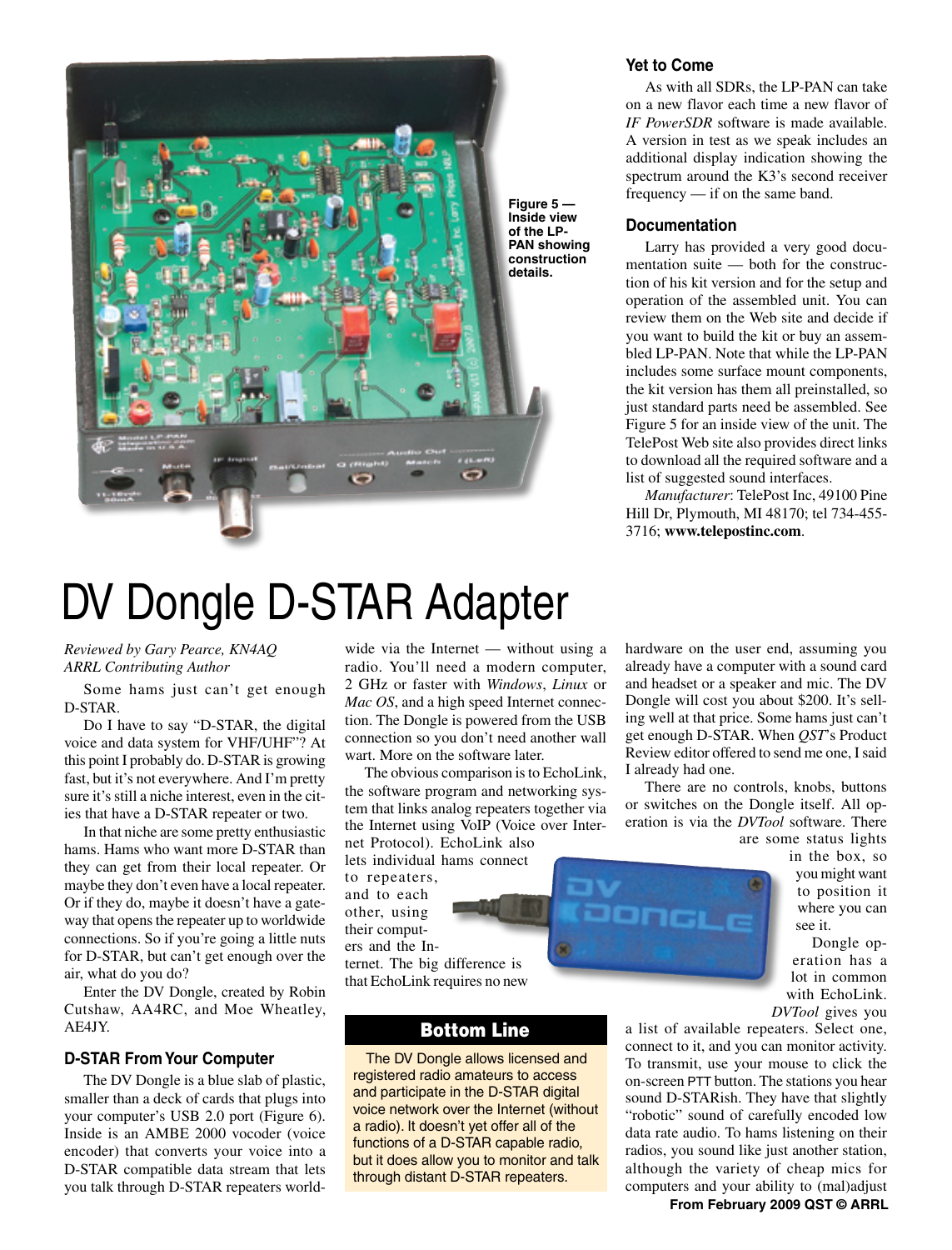Figure 5 — Inside view of the LP-PAN showing construction details.

### Yet to Come

As with all SDRs, the LP-PAN can take on a new flavor each time a new flavor of *IF PowerSDR* software is made available. A version in test as we speak includes an additional display indication showing the spectrum around the K3's second receiver frequency — if on the same band.

### Documentation

Larry has provided a very good documentation suite — both for the construction of his kit version and for the setup and operation of the assembled unit. You can review them on the Web site and decide if you want to build the kit or buy an assembled LP-PAN. Note that while the LP-PAN includes some surface mount components, the kit version has them all preinstalled, so just standard parts need be assembled. See Figure 5 for an inside view of the unit. The TelePost Web site also provides direct links to download all the required software and a list of suggested sound interfaces.

*Manufacturer*: TelePost Inc, 49100 Pine Hill Dr, Plymouth, MI 48170; tel 734-455-3716; **www.telepostinc.com**.

# DV Dongle D-STAR Adapter

*Reviewed by Gary Pearce, KN4AQ*
*ARRL Contributing Author*

Some hams just can't get enough D-STAR.

Do I have to say "D-STAR, the digital voice and data system for VHF/UHF"? At this point I probably do. D-STAR is growing fast, but it's not everywhere. And I'm pretty sure it's still a niche interest, even in the cities that have a D-STAR repeater or two.

In that niche are some pretty enthusiastic hams. Hams who want more D-STAR than they can get from their local repeater. Or maybe they don't even have a local repeater. Or if they do, maybe it doesn't have a gateway that opens the repeater up to worldwide connections. So if you're going a little nuts for D-STAR, but can't get enough over the air, what do you do?

Enter the DV Dongle, created by Robin Cutshaw, AA4RC, and Moe Wheatley, AE4JY.

### D-STAR From Your Computer

The DV Dongle is a blue slab of plastic, smaller than a deck of cards that plugs into your computer's USB 2.0 port (Figure 6). Inside is an AMBE 2000 vocoder (voice encoder) that converts your voice into a D-STAR compatible data stream that lets you talk through D-STAR repeaters worldwide via the Internet — without using a radio. You'll need a modern computer, 2 GHz or faster with *Windows*, *Linux* or *Mac OS*, and a high speed Internet connection. The Dongle is powered from the USB connection so you don't need another wall wart. More on the software later.

The obvious comparison is to EchoLink, the software program and networking system that links analog repeaters together via the Internet using VoIP (Voice over Internet Protocol). EchoLink also lets individual hams connect to repeaters, and to each other, using their computers and the Internet. The big difference is that EchoLink requires no new hardware on the user end, assuming you already have a computer with a sound card and headset or a speaker and mic. The DV Dongle will cost you about $200. It's selling well at that price. Some hams just can't get enough D-STAR. When *QST*'s Product Review editor offered to send me one, I said I already had one.

There are no controls, knobs, buttons or switches on the Dongle itself. All operation is via the *DVTool* software. There are some status lights in the box, so you might want to position it where you can see it.

Dongle operation has a lot in common with EchoLink. *DVTool* gives you a list of available repeaters. Select one, connect to it, and you can monitor activity. To transmit, use your mouse to click the on-screen PTT button. The stations you hear sound D-STARish. They have that slightly "robotic" sound of carefully encoded low data rate audio. To hams listening on their radios, you sound like just another station, although the variety of cheap mics for computers and your ability to (mal)adjust

### Bottom Line

The DV Dongle allows licensed and registered radio amateurs to access and participate in the D-STAR digital voice network over the Internet (without a radio). It doesn't yet offer all of the functions of a D-STAR capable radio, but it does allow you to monitor and talk through distant D-STAR repeaters.

From February 2009 QST © ARRL